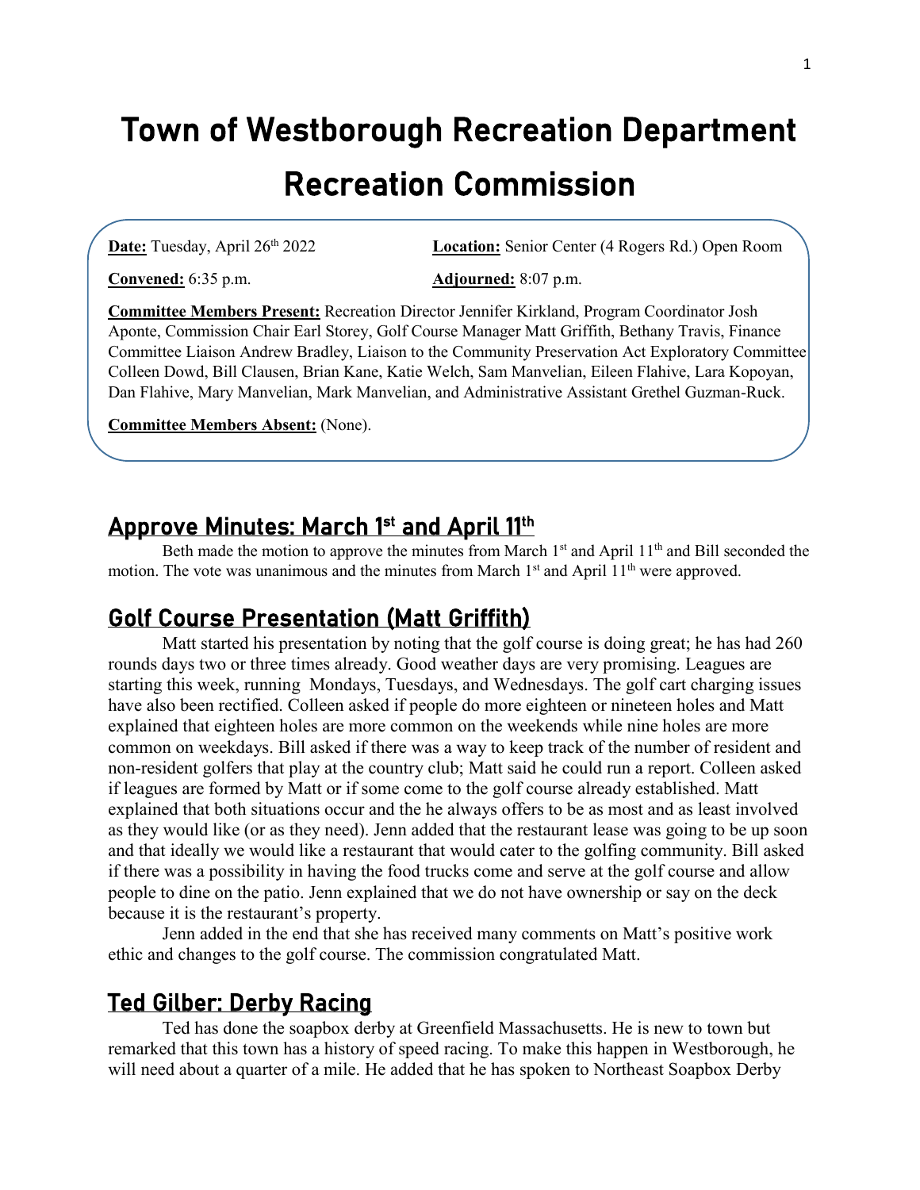# Town of Westborough Recreation Department

# Recreation Commission

**Date:** Tuesday, April 26th 2022 **Location:** Senior Center (4 Rogers Rd.) Open Room

**Convened:** 6:35 p.m. **Adjourned:** 8:07 p.m.

**Committee Members Present:** Recreation Director Jennifer Kirkland, Program Coordinator Josh Aponte, Commission Chair Earl Storey, Golf Course Manager Matt Griffith, Bethany Travis, Finance Committee Liaison Andrew Bradley, Liaison to the Community Preservation Act Exploratory Committee Colleen Dowd, Bill Clausen, Brian Kane, Katie Welch, Sam Manvelian, Eileen Flahive, Lara Kopoyan, Dan Flahive, Mary Manvelian, Mark Manvelian, and Administrative Assistant Grethel Guzman-Ruck.

**Committee Members Absent:** (None).

## Approve Minutes: March 1st and April 11th

Beth made the motion to approve the minutes from March 1st and April 11th and Bill seconded the motion. The vote was unanimous and the minutes from March 1st and April 11th were approved.

## Golf Course Presentation (Matt Griffith)

Matt started his presentation by noting that the golf course is doing great; he has had 260 rounds days two or three times already. Good weather days are very promising. Leagues are starting this week, running Mondays, Tuesdays, and Wednesdays. The golf cart charging issues have also been rectified. Colleen asked if people do more eighteen or nineteen holes and Matt explained that eighteen holes are more common on the weekends while nine holes are more common on weekdays. Bill asked if there was a way to keep track of the number of resident and non-resident golfers that play at the country club; Matt said he could run a report. Colleen asked if leagues are formed by Matt or if some come to the golf course already established. Matt explained that both situations occur and the he always offers to be as most and as least involved as they would like (or as they need). Jenn added that the restaurant lease was going to be up soon and that ideally we would like a restaurant that would cater to the golfing community. Bill asked if there was a possibility in having the food trucks come and serve at the golf course and allow people to dine on the patio. Jenn explained that we do not have ownership or say on the deck because it is the restaurant's property.

Jenn added in the end that she has received many comments on Matt's positive work ethic and changes to the golf course. The commission congratulated Matt.

## Ted Gilber: Derby Racing

Ted has done the soapbox derby at Greenfield Massachusetts. He is new to town but remarked that this town has a history of speed racing. To make this happen in Westborough, he will need about a quarter of a mile. He added that he has spoken to Northeast Soapbox Derby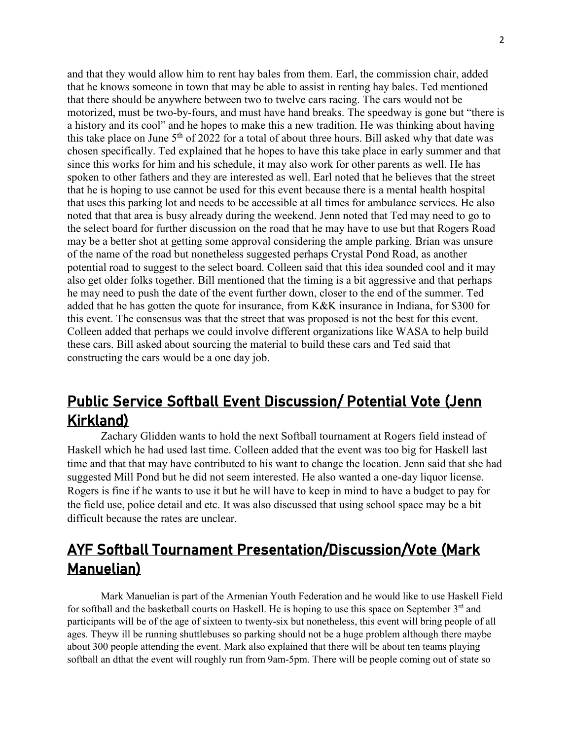and that they would allow him to rent hay bales from them. Earl, the commission chair, added that he knows someone in town that may be able to assist in renting hay bales. Ted mentioned that there should be anywhere between two to twelve cars racing. The cars would not be motorized, must be two-by-fours, and must have hand breaks. The speedway is gone but "there is a history and its cool" and he hopes to make this a new tradition. He was thinking about having this take place on June 5th of 2022 for a total of about three hours. Bill asked why that date was chosen specifically. Ted explained that he hopes to have this take place in early summer and that since this works for him and his schedule, it may also work for other parents as well. He has spoken to other fathers and they are interested as well. Earl noted that he believes that the street that he is hoping to use cannot be used for this event because there is a mental health hospital that uses this parking lot and needs to be accessible at all times for ambulance services. He also noted that that area is busy already during the weekend. Jenn noted that Ted may need to go to the select board for further discussion on the road that he may have to use but that Rogers Road may be a better shot at getting some approval considering the ample parking. Brian was unsure of the name of the road but nonetheless suggested perhaps Crystal Pond Road, as another potential road to suggest to the select board. Colleen said that this idea sounded cool and it may also get older folks together. Bill mentioned that the timing is a bit aggressive and that perhaps he may need to push the date of the event further down, closer to the end of the summer. Ted added that he has gotten the quote for insurance, from K&K insurance in Indiana, for $300 for this event. The consensus was that the street that was proposed is not the best for this event. Colleen added that perhaps we could involve different organizations like WASA to help build these cars. Bill asked about sourcing the material to build these cars and Ted said that constructing the cars would be a one day job.

## Public Service Softball Event Discussion/ Potential Vote (Jenn Kirkland)

Zachary Glidden wants to hold the next Softball tournament at Rogers field instead of Haskell which he had used last time. Colleen added that the event was too big for Haskell last time and that that may have contributed to his want to change the location. Jenn said that she had suggested Mill Pond but he did not seem interested. He also wanted a one-day liquor license. Rogers is fine if he wants to use it but he will have to keep in mind to have a budget to pay for the field use, police detail and etc. It was also discussed that using school space may be a bit difficult because the rates are unclear.

## AYF Softball Tournament Presentation/Discussion/Vote (Mark Manuelian)

Mark Manuelian is part of the Armenian Youth Federation and he would like to use Haskell Field for softball and the basketball courts on Haskell. He is hoping to use this space on September 3rd and participants will be of the age of sixteen to twenty-six but nonetheless, this event will bring people of all ages. Theyw ill be running shuttlebuses so parking should not be a huge problem although there maybe about 300 people attending the event. Mark also explained that there will be about ten teams playing softball an dthat the event will roughly run from 9am-5pm. There will be people coming out of state so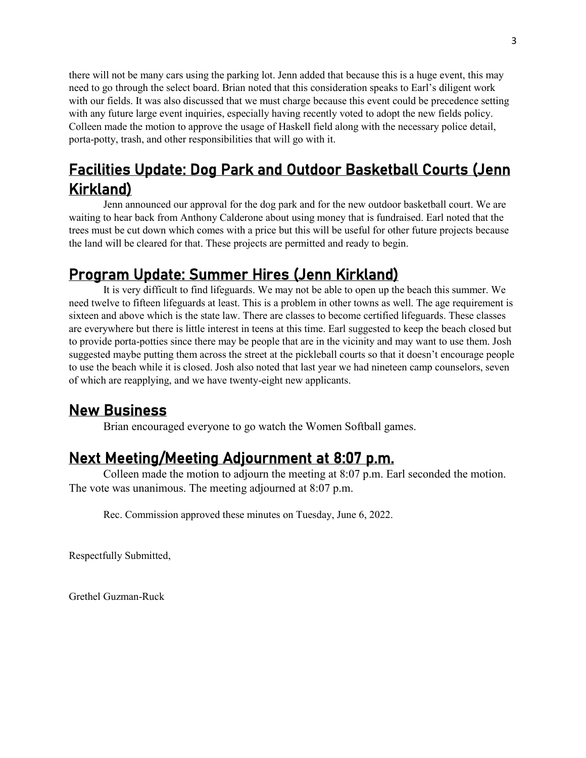there will not be many cars using the parking lot. Jenn added that because this is a huge event, this may need to go through the select board. Brian noted that this consideration speaks to Earl's diligent work with our fields. It was also discussed that we must charge because this event could be precedence setting with any future large event inquiries, especially having recently voted to adopt the new fields policy. Colleen made the motion to approve the usage of Haskell field along with the necessary police detail, porta-potty, trash, and other responsibilities that will go with it.

## Facilities Update: Dog Park and Outdoor Basketball Courts (Jenn Kirkland)

Jenn announced our approval for the dog park and for the new outdoor basketball court. We are waiting to hear back from Anthony Calderone about using money that is fundraised. Earl noted that the trees must be cut down which comes with a price but this will be useful for other future projects because the land will be cleared for that. These projects are permitted and ready to begin.

## Program Update: Summer Hires (Jenn Kirkland)

It is very difficult to find lifeguards. We may not be able to open up the beach this summer. We need twelve to fifteen lifeguards at least. This is a problem in other towns as well. The age requirement is sixteen and above which is the state law. There are classes to become certified lifeguards. These classes are everywhere but there is little interest in teens at this time. Earl suggested to keep the beach closed but to provide porta-potties since there may be people that are in the vicinity and may want to use them. Josh suggested maybe putting them across the street at the pickleball courts so that it doesn't encourage people to use the beach while it is closed. Josh also noted that last year we had nineteen camp counselors, seven of which are reapplying, and we have twenty-eight new applicants.

## New Business

Brian encouraged everyone to go watch the Women Softball games.

## Next Meeting/Meeting Adjournment at 8:07 p.m.

Colleen made the motion to adjourn the meeting at 8:07 p.m. Earl seconded the motion. The vote was unanimous. The meeting adjourned at 8:07 p.m.

Rec. Commission approved these minutes on Tuesday, June 6, 2022.

Respectfully Submitted,

Grethel Guzman-Ruck